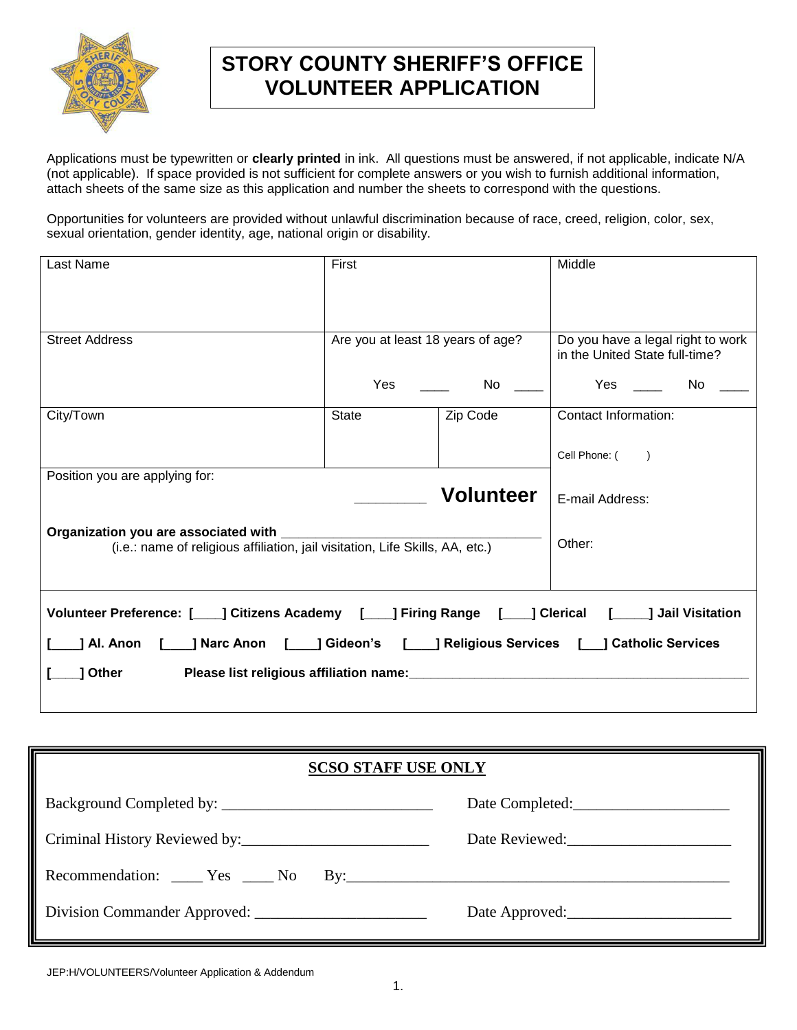# STORY COUNTY SHERIFF'S OFFICE VOLUNTEER APPLICATION

Applications must be typewritten or **clearly printed** in ink. All questions must be answered, if not applicable, indicate N/A (not applicable). If space provided is not sufficient for complete answers or you wish to furnish additional information, attach sheets of the same size as this application and number the sheets to correspond with the questions.

Opportunities for volunteers are provided without unlawful discrimination because of race, creed, religion, color, sex, sexual orientation, gender identity, age, national origin or disability.

| Last Name | First | | Middle |
|---|---|---|---|
| Street Address | Are you at least 18 years of age?<br>Yes ____ No ____ | | Do you have a legal right to work in the United State full-time?<br>Yes ____ No ____ |
| City/Town | State | Zip Code | Contact Information:<br>Cell Phone: ( ) |
| Position you are applying for: ________ **Volunteer** | | | E-mail Address: |
| **Organization you are associated with** ________________<br>(i.e.: name of religious affiliation, jail visitation, Life Skills, AA, etc.) | | | Other: |

**Volunteer Preference: [____] Citizens Academy [____] Firing Range [____] Clerical [_____] Jail Visitation**

**[____] Al. Anon [____] Narc Anon [____] Gideon's [____] Religious Services [___] Catholic Services**

**[____] Other Please list religious affiliation name:________________________________________________**

## SCSO STAFF USE ONLY

Background Completed by: ___________________________ Date Completed:____________________

Criminal History Reviewed by:________________________ Date Reviewed:_____________________

Recommendation: ____ Yes ____ No By:__________________________________________________

Division Commander Approved: ______________________ Date Approved:_____________________

JEP:H/VOLUNTEERS/Volunteer Application & Addendum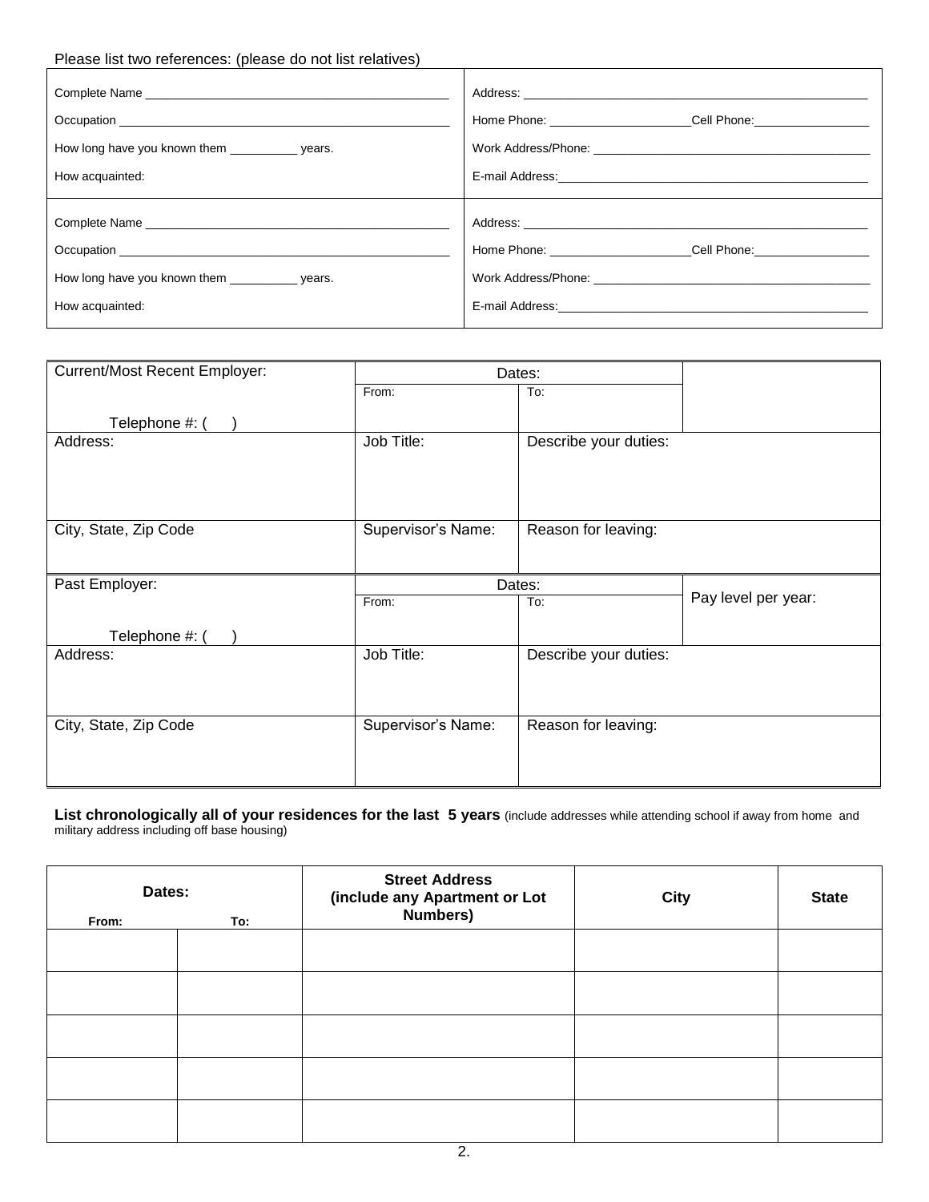Please list two references: (please do not list relatives)

| | |
|---|---|
| Complete Name ___<br>Occupation ___<br>How long have you known them ___ years.<br>How acquainted: | Address: ___<br>Home Phone: ___ Cell Phone: ___<br>Work Address/Phone: ___<br>E-mail Address: ___ |
| Complete Name ___<br>Occupation ___<br>How long have you known them ___ years.<br>How acquainted: | Address: ___<br>Home Phone: ___ Cell Phone: ___<br>Work Address/Phone: ___<br>E-mail Address: ___ |

| Current/Most Recent Employer:<br><br>Telephone #: ( ) | Dates:<br>From: | <br>To: | |
|---|---|---|---|
| Address: | Job Title: | Describe your duties: | |
| City, State, Zip Code | Supervisor's Name: | Reason for leaving: | |
| **Past Employer:**<br><br>Telephone #: ( ) | Dates:<br>From: | <br>To: | Pay level per year: |
| Address: | Job Title: | Describe your duties: | |
| City, State, Zip Code | Supervisor's Name: | Reason for leaving: | |

**List chronologically all of your residences for the last 5 years** (include addresses while attending school if away from home and military address including off base housing)

| **Dates:**<br>**From:** | <br>**To:** | **Street Address (include any Apartment or Lot Numbers)** | **City** | **State** |
|---|---|---|---|---|
| | | | | |
| | | | | |
| | | | | |
| | | | | |
| | | | | |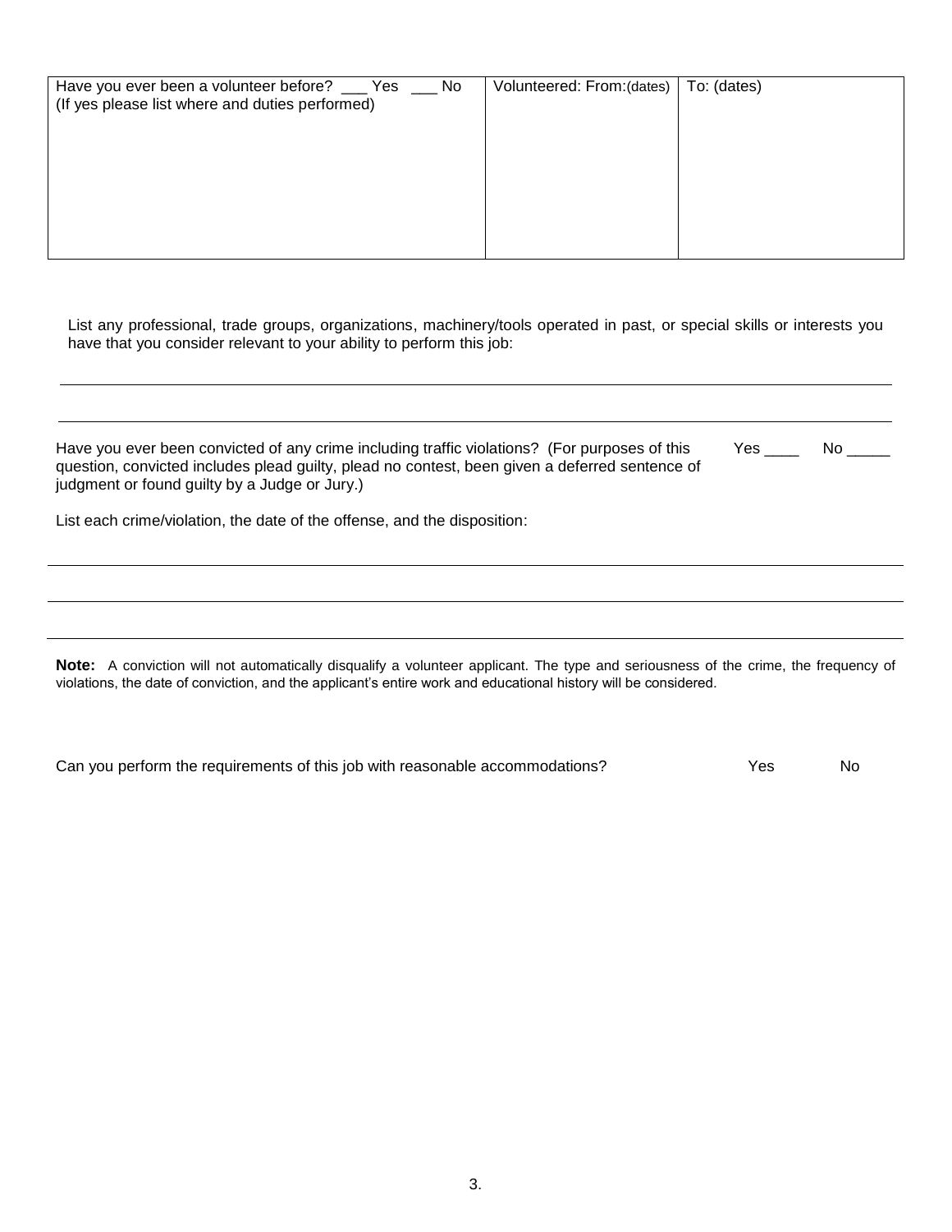| Have you ever been a volunteer before? ___ Yes ___ No (If yes please list where and duties performed) | Volunteered: From:(dates) | To: (dates) |
|---|---|---|
| | | |

List any professional, trade groups, organizations, machinery/tools operated in past, or special skills or interests you have that you consider relevant to your ability to perform this job:

______________________________________________________________________________

______________________________________________________________________________

Have you ever been convicted of any crime including traffic violations? (For purposes of this question, convicted includes plead guilty, plead no contest, been given a deferred sentence of judgment or found guilty by a Judge or Jury.) Yes ____ No _____

List each crime/violation, the date of the offense, and the disposition:

______________________________________________________________________________

______________________________________________________________________________

______________________________________________________________________________

**Note:** A conviction will not automatically disqualify a volunteer applicant. The type and seriousness of the crime, the frequency of violations, the date of conviction, and the applicant's entire work and educational history will be considered.

Can you perform the requirements of this job with reasonable accommodations? Yes No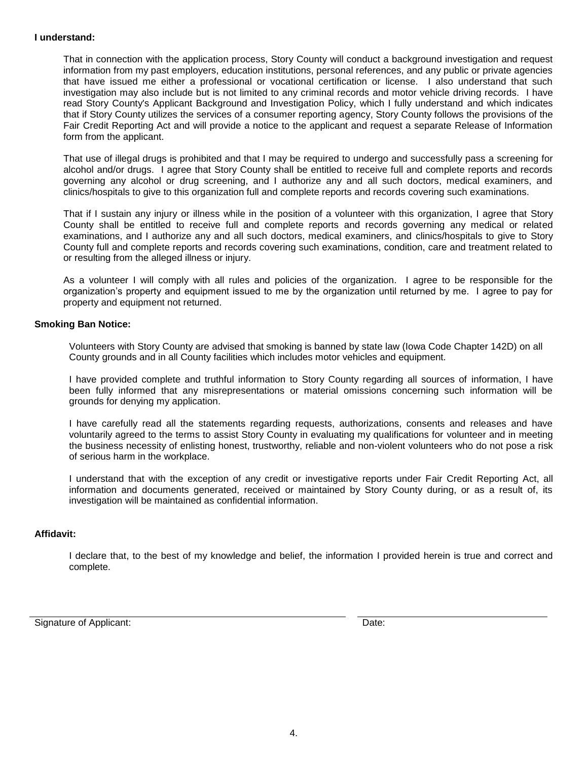**I understand:**

That in connection with the application process, Story County will conduct a background investigation and request information from my past employers, education institutions, personal references, and any public or private agencies that have issued me either a professional or vocational certification or license. I also understand that such investigation may also include but is not limited to any criminal records and motor vehicle driving records. I have read Story County's Applicant Background and Investigation Policy, which I fully understand and which indicates that if Story County utilizes the services of a consumer reporting agency, Story County follows the provisions of the Fair Credit Reporting Act and will provide a notice to the applicant and request a separate Release of Information form from the applicant.

That use of illegal drugs is prohibited and that I may be required to undergo and successfully pass a screening for alcohol and/or drugs. I agree that Story County shall be entitled to receive full and complete reports and records governing any alcohol or drug screening, and I authorize any and all such doctors, medical examiners, and clinics/hospitals to give to this organization full and complete reports and records covering such examinations.

That if I sustain any injury or illness while in the position of a volunteer with this organization, I agree that Story County shall be entitled to receive full and complete reports and records governing any medical or related examinations, and I authorize any and all such doctors, medical examiners, and clinics/hospitals to give to Story County full and complete reports and records covering such examinations, condition, care and treatment related to or resulting from the alleged illness or injury.

As a volunteer I will comply with all rules and policies of the organization. I agree to be responsible for the organization's property and equipment issued to me by the organization until returned by me. I agree to pay for property and equipment not returned.

**Smoking Ban Notice:**

Volunteers with Story County are advised that smoking is banned by state law (Iowa Code Chapter 142D) on all County grounds and in all County facilities which includes motor vehicles and equipment.

I have provided complete and truthful information to Story County regarding all sources of information, I have been fully informed that any misrepresentations or material omissions concerning such information will be grounds for denying my application.

I have carefully read all the statements regarding requests, authorizations, consents and releases and have voluntarily agreed to the terms to assist Story County in evaluating my qualifications for volunteer and in meeting the business necessity of enlisting honest, trustworthy, reliable and non-violent volunteers who do not pose a risk of serious harm in the workplace.

I understand that with the exception of any credit or investigative reports under Fair Credit Reporting Act, all information and documents generated, received or maintained by Story County during, or as a result of, its investigation will be maintained as confidential information.

**Affidavit:**

I declare that, to the best of my knowledge and belief, the information I provided herein is true and correct and complete.

Signature of Applicant: \_\_\_\_\_\_\_\_\_\_\_\_\_\_\_\_\_\_\_\_ Date: \_\_\_\_\_\_\_\_\_\_\_\_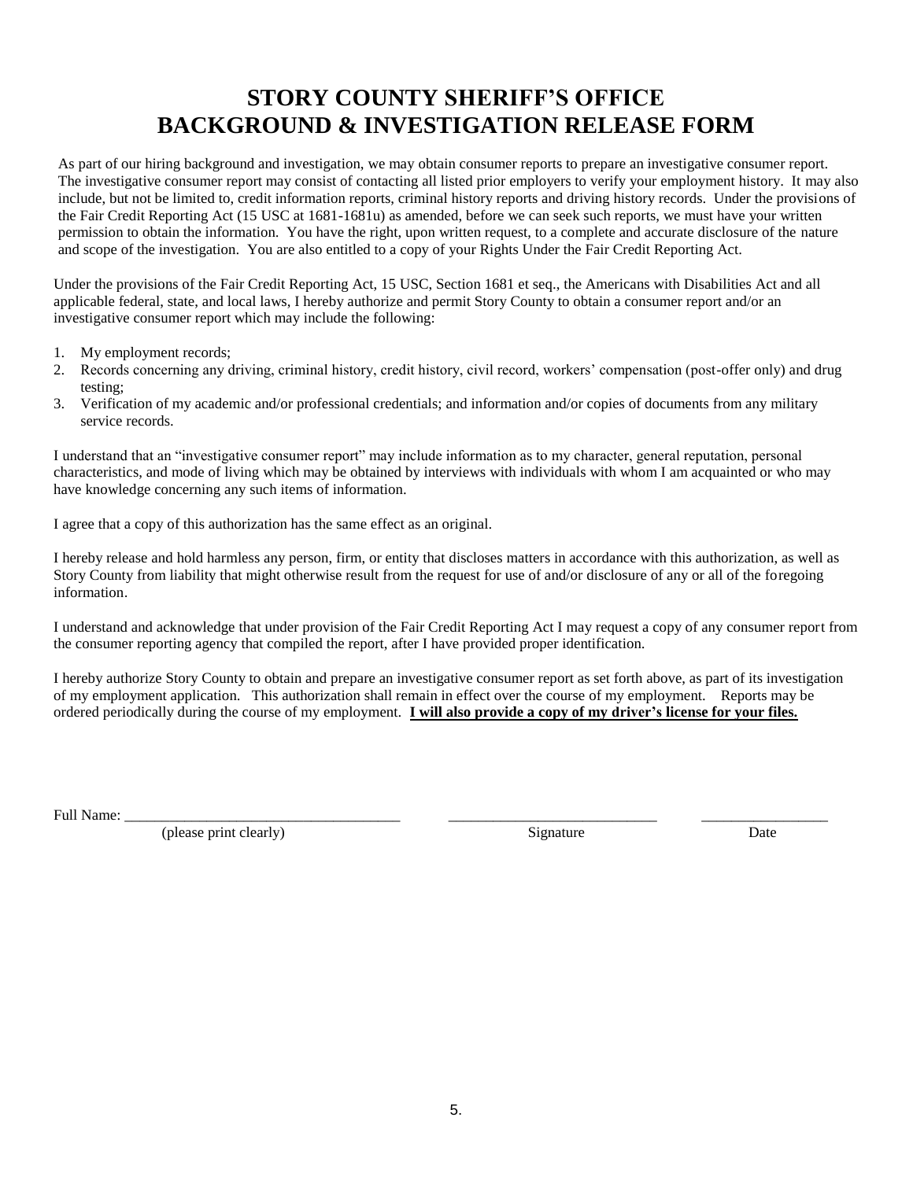# STORY COUNTY SHERIFF'S OFFICE
# BACKGROUND & INVESTIGATION RELEASE FORM

As part of our hiring background and investigation, we may obtain consumer reports to prepare an investigative consumer report. The investigative consumer report may consist of contacting all listed prior employers to verify your employment history. It may also include, but not be limited to, credit information reports, criminal history reports and driving history records. Under the provisions of the Fair Credit Reporting Act (15 USC at 1681-1681u) as amended, before we can seek such reports, we must have your written permission to obtain the information. You have the right, upon written request, to a complete and accurate disclosure of the nature and scope of the investigation. You are also entitled to a copy of your Rights Under the Fair Credit Reporting Act.

Under the provisions of the Fair Credit Reporting Act, 15 USC, Section 1681 et seq., the Americans with Disabilities Act and all applicable federal, state, and local laws, I hereby authorize and permit Story County to obtain a consumer report and/or an investigative consumer report which may include the following:

1. My employment records;
2. Records concerning any driving, criminal history, credit history, civil record, workers' compensation (post-offer only) and drug testing;
3. Verification of my academic and/or professional credentials; and information and/or copies of documents from any military service records.

I understand that an "investigative consumer report" may include information as to my character, general reputation, personal characteristics, and mode of living which may be obtained by interviews with individuals with whom I am acquainted or who may have knowledge concerning any such items of information.

I agree that a copy of this authorization has the same effect as an original.

I hereby release and hold harmless any person, firm, or entity that discloses matters in accordance with this authorization, as well as Story County from liability that might otherwise result from the request for use of and/or disclosure of any or all of the foregoing information.

I understand and acknowledge that under provision of the Fair Credit Reporting Act I may request a copy of any consumer report from the consumer reporting agency that compiled the report, after I have provided proper identification.

I hereby authorize Story County to obtain and prepare an investigative consumer report as set forth above, as part of its investigation of my employment application. This authorization shall remain in effect over the course of my employment. Reports may be ordered periodically during the course of my employment. **I will also provide a copy of my driver's license for your files.**

Full Name: ____________________________________ ____________________________ _________________

(please print clearly) Signature Date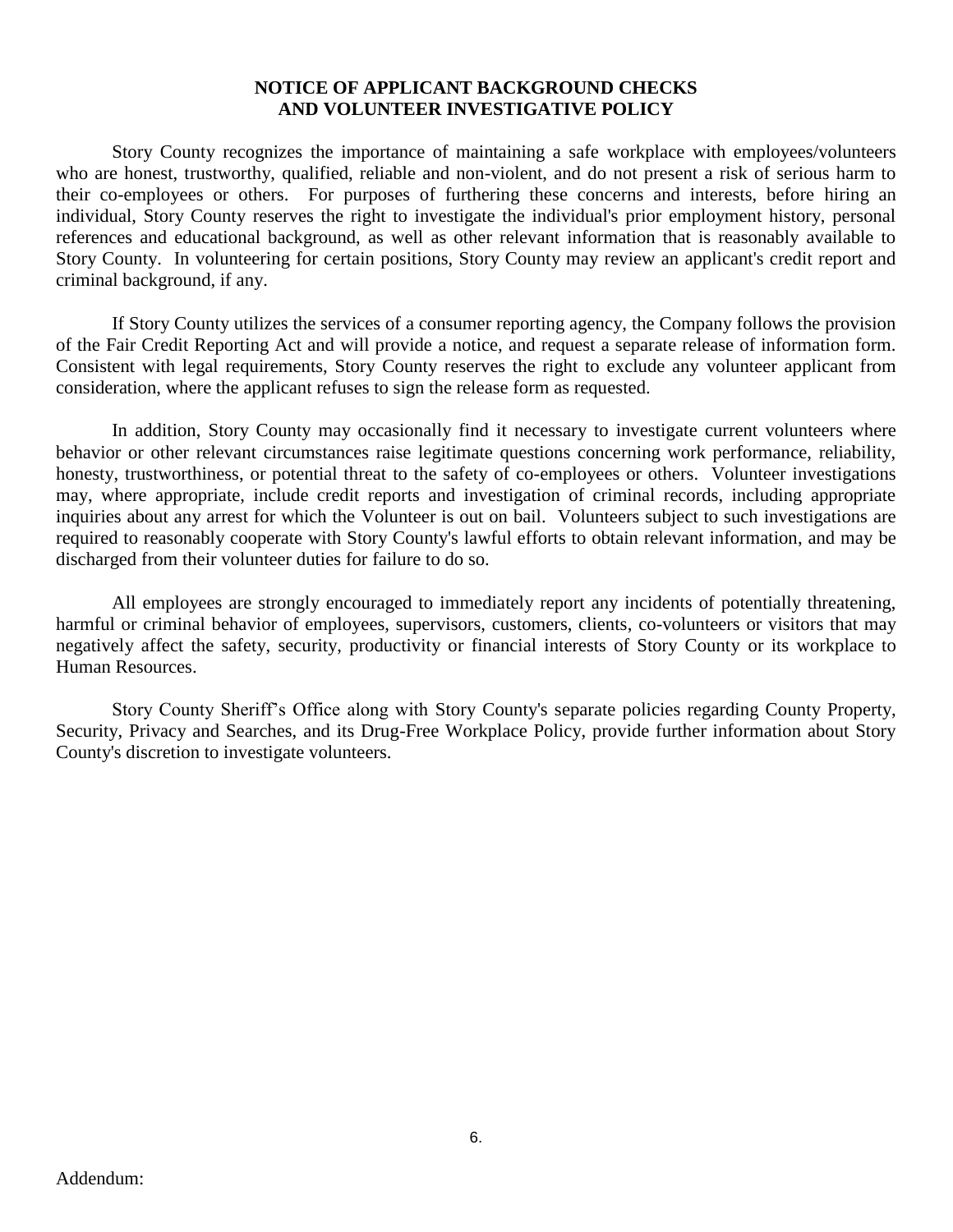**NOTICE OF APPLICANT BACKGROUND CHECKS AND VOLUNTEER INVESTIGATIVE POLICY**

Story County recognizes the importance of maintaining a safe workplace with employees/volunteers who are honest, trustworthy, qualified, reliable and non-violent, and do not present a risk of serious harm to their co-employees or others. For purposes of furthering these concerns and interests, before hiring an individual, Story County reserves the right to investigate the individual's prior employment history, personal references and educational background, as well as other relevant information that is reasonably available to Story County. In volunteering for certain positions, Story County may review an applicant's credit report and criminal background, if any.

If Story County utilizes the services of a consumer reporting agency, the Company follows the provision of the Fair Credit Reporting Act and will provide a notice, and request a separate release of information form. Consistent with legal requirements, Story County reserves the right to exclude any volunteer applicant from consideration, where the applicant refuses to sign the release form as requested.

In addition, Story County may occasionally find it necessary to investigate current volunteers where behavior or other relevant circumstances raise legitimate questions concerning work performance, reliability, honesty, trustworthiness, or potential threat to the safety of co-employees or others. Volunteer investigations may, where appropriate, include credit reports and investigation of criminal records, including appropriate inquiries about any arrest for which the Volunteer is out on bail. Volunteers subject to such investigations are required to reasonably cooperate with Story County's lawful efforts to obtain relevant information, and may be discharged from their volunteer duties for failure to do so.

All employees are strongly encouraged to immediately report any incidents of potentially threatening, harmful or criminal behavior of employees, supervisors, customers, clients, co-volunteers or visitors that may negatively affect the safety, security, productivity or financial interests of Story County or its workplace to Human Resources.

Story County Sheriff's Office along with Story County's separate policies regarding County Property, Security, Privacy and Searches, and its Drug-Free Workplace Policy, provide further information about Story County's discretion to investigate volunteers.

Addendum: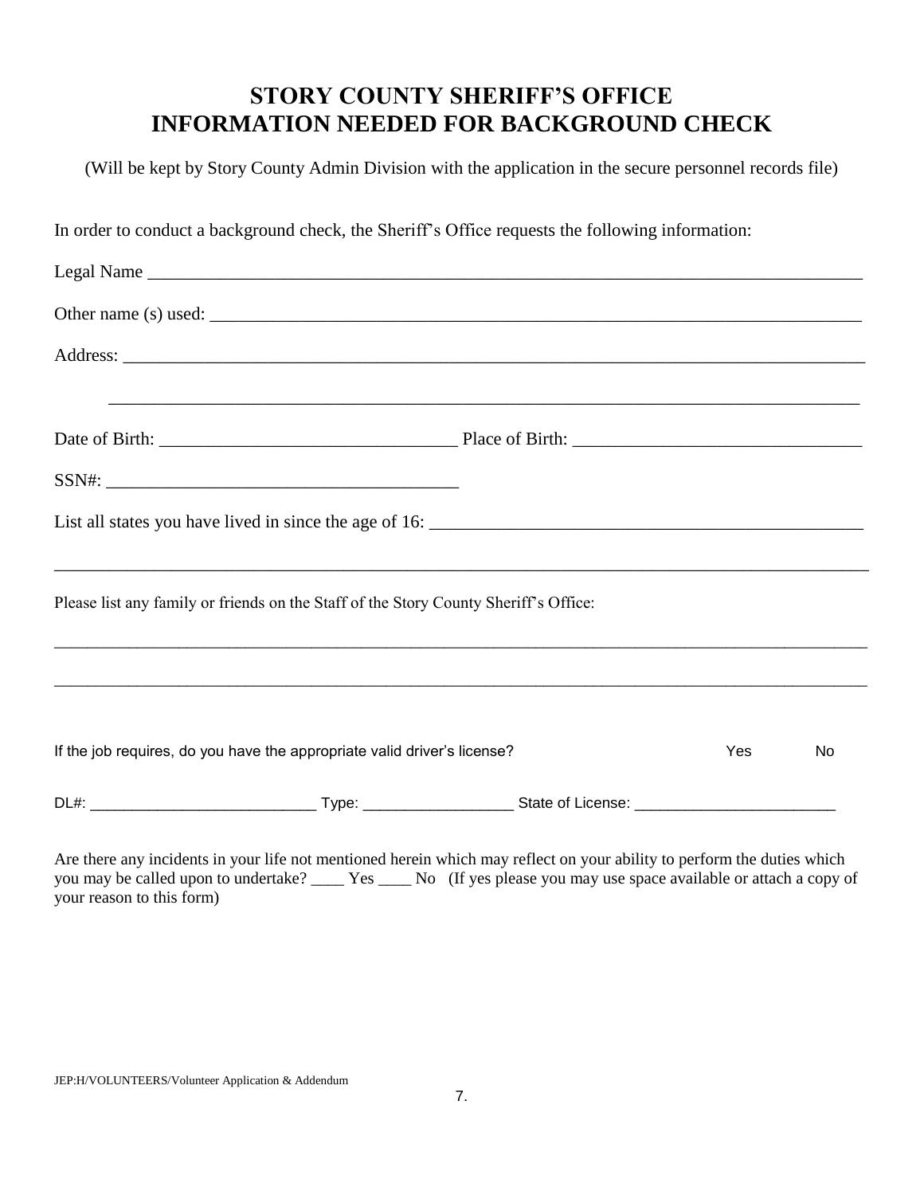# STORY COUNTY SHERIFF'S OFFICE
# INFORMATION NEEDED FOR BACKGROUND CHECK

(Will be kept by Story County Admin Division with the application in the secure personnel records file)

In order to conduct a background check, the Sheriff's Office requests the following information:

Legal Name ______________________________________________________________________________

Other name (s) used: ________________________________________________________________________

Address: _________________________________________________________________________________

_________________________________________________________________________________________

Date of Birth: ________________________________ Place of Birth: _______________________________

SSN#: _______________________________________

List all states you have lived in since the age of 16: _________________________________________________

_________________________________________________________________________________________

Please list any family or friends on the Staff of the Story County Sheriff's Office:

_________________________________________________________________________________________

_________________________________________________________________________________________

If the job requires, do you have the appropriate valid driver's license? Yes No

DL#: ___________________________ Type: __________________ State of License: ________________________

Are there any incidents in your life not mentioned herein which may reflect on your ability to perform the duties which you may be called upon to undertake? ____ Yes ____ No (If yes please you may use space available or attach a copy of your reason to this form)

JEP:H/VOLUNTEERS/Volunteer Application & Addendum